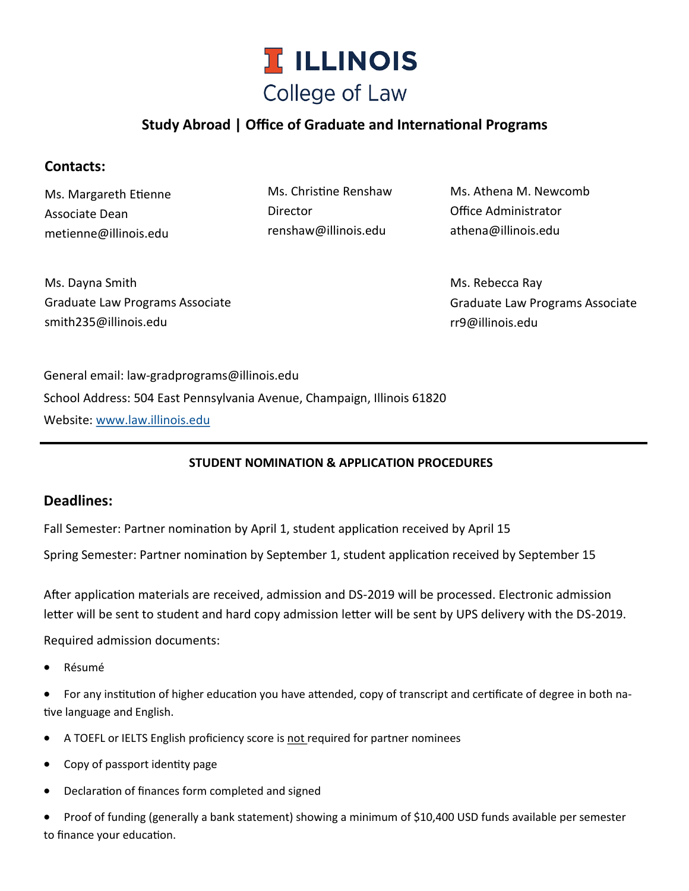# ILLINOIS College of Law

## Study Abroad | Office of Graduate and International Programs

### Contacts:

Ms. Margareth Etienne
Associate Dean
metienne@illinois.edu

Ms. Christine Renshaw
Director
renshaw@illinois.edu

Ms. Athena M. Newcomb
Office Administrator
athena@illinois.edu

Ms. Dayna Smith
Graduate Law Programs Associate
smith235@illinois.edu

Ms. Rebecca Ray
Graduate Law Programs Associate
rr9@illinois.edu

General email: law-gradprograms@illinois.edu

School Address: 504 East Pennsylvania Avenue, Champaign, Illinois 61820

Website: [www.law.illinois.edu](http://www.law.illinois.edu)

---

**STUDENT NOMINATION & APPLICATION PROCEDURES**

### Deadlines:

Fall Semester: Partner nomination by April 1, student application received by April 15

Spring Semester: Partner nomination by September 1, student application received by September 15

After application materials are received, admission and DS-2019 will be processed. Electronic admission letter will be sent to student and hard copy admission letter will be sent by UPS delivery with the DS-2019.

Required admission documents:

- Résumé
- For any institution of higher education you have attended, copy of transcript and certificate of degree in both native language and English.
- A TOEFL or IELTS English proficiency score is <u>not</u> required for partner nominees
- Copy of passport identity page
- Declaration of finances form completed and signed
- Proof of funding (generally a bank statement) showing a minimum of $10,400 USD funds available per semester to finance your education.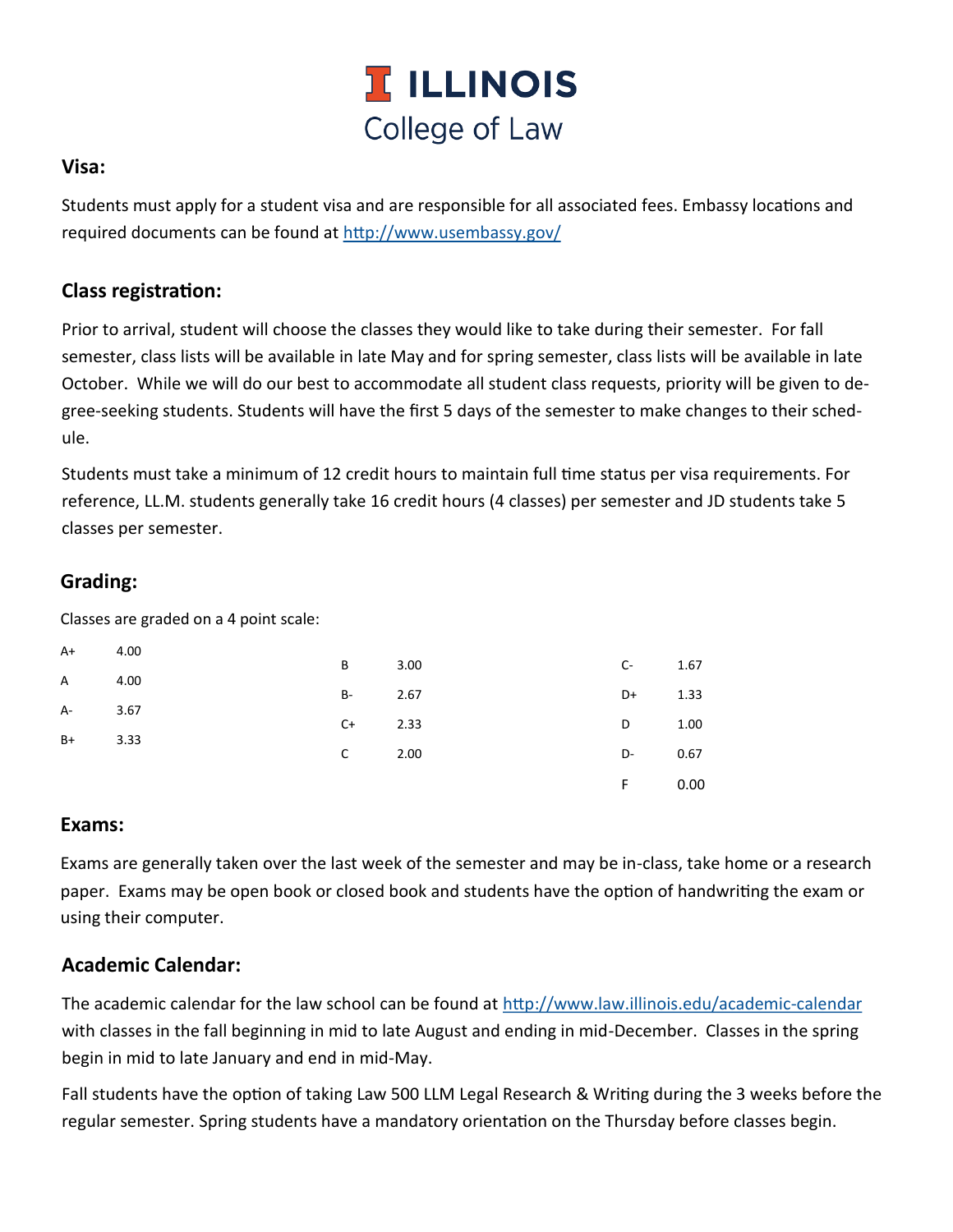# ILLINOIS
## College of Law

### Visa:

Students must apply for a student visa and are responsible for all associated fees. Embassy locations and required documents can be found at http://www.usembassy.gov/

### Class registration:

Prior to arrival, student will choose the classes they would like to take during their semester. For fall semester, class lists will be available in late May and for spring semester, class lists will be available in late October. While we will do our best to accommodate all student class requests, priority will be given to degree-seeking students. Students will have the first 5 days of the semester to make changes to their schedule.

Students must take a minimum of 12 credit hours to maintain full time status per visa requirements. For reference, LL.M. students generally take 16 credit hours (4 classes) per semester and JD students take 5 classes per semester.

### Grading:

Classes are graded on a 4 point scale:

| Grade | Points |
|---|---|
| A+ | 4.00 |
| A | 4.00 |
| A- | 3.67 |
| B+ | 3.33 |
| B | 3.00 |
| B- | 2.67 |
| C+ | 2.33 |
| C | 2.00 |
| C- | 1.67 |
| D+ | 1.33 |
| D | 1.00 |
| D- | 0.67 |
| F | 0.00 |

### Exams:

Exams are generally taken over the last week of the semester and may be in-class, take home or a research paper. Exams may be open book or closed book and students have the option of handwriting the exam or using their computer.

### Academic Calendar:

The academic calendar for the law school can be found at http://www.law.illinois.edu/academic-calendar with classes in the fall beginning in mid to late August and ending in mid-December. Classes in the spring begin in mid to late January and end in mid-May.

Fall students have the option of taking Law 500 LLM Legal Research & Writing during the 3 weeks before the regular semester. Spring students have a mandatory orientation on the Thursday before classes begin.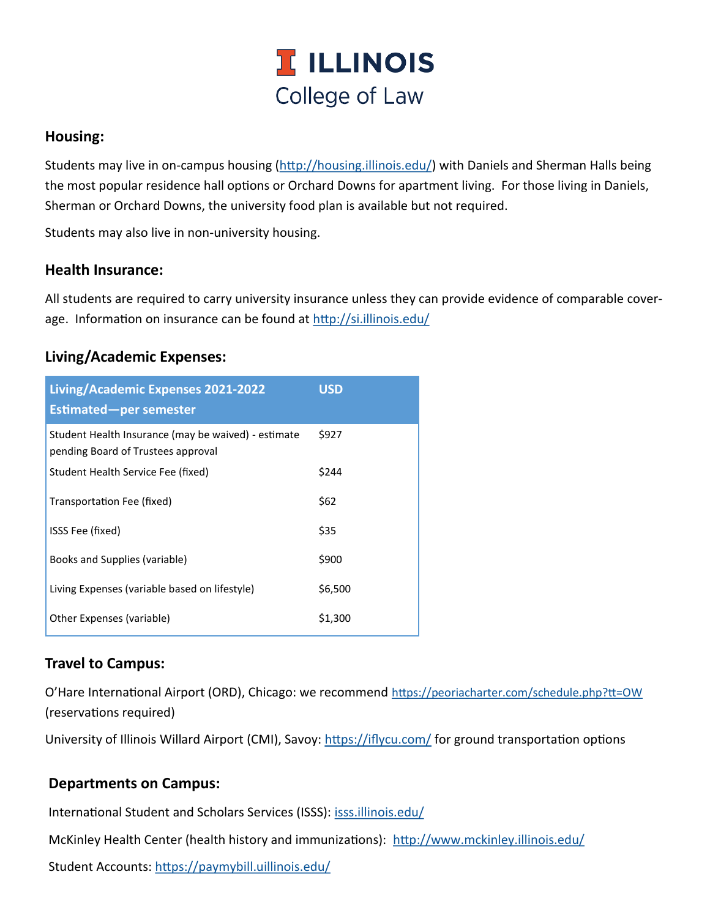# ILLINOIS College of Law

## Housing:

Students may live in on-campus housing (http://housing.illinois.edu/) with Daniels and Sherman Halls being the most popular residence hall options or Orchard Downs for apartment living. For those living in Daniels, Sherman or Orchard Downs, the university food plan is available but not required.

Students may also live in non-university housing.

## Health Insurance:

All students are required to carry university insurance unless they can provide evidence of comparable coverage. Information on insurance can be found at http://si.illinois.edu/

## Living/Academic Expenses:

| Living/Academic Expenses 2021-2022 Estimated—per semester | USD |
|---|---|
| Student Health Insurance (may be waived) - estimate pending Board of Trustees approval | $927 |
| Student Health Service Fee (fixed) | $244 |
| Transportation Fee (fixed) | $62 |
| ISSS Fee (fixed) | $35 |
| Books and Supplies (variable) | $900 |
| Living Expenses (variable based on lifestyle) | $6,500 |
| Other Expenses (variable) | $1,300 |

## Travel to Campus:

O'Hare International Airport (ORD), Chicago: we recommend https://peoriacharter.com/schedule.php?tt=OW (reservations required)

University of Illinois Willard Airport (CMI), Savoy: https://iflycu.com/ for ground transportation options

## Departments on Campus:

International Student and Scholars Services (ISSS): isss.illinois.edu/

McKinley Health Center (health history and immunizations): http://www.mckinley.illinois.edu/

Student Accounts: https://paymybill.uillinois.edu/